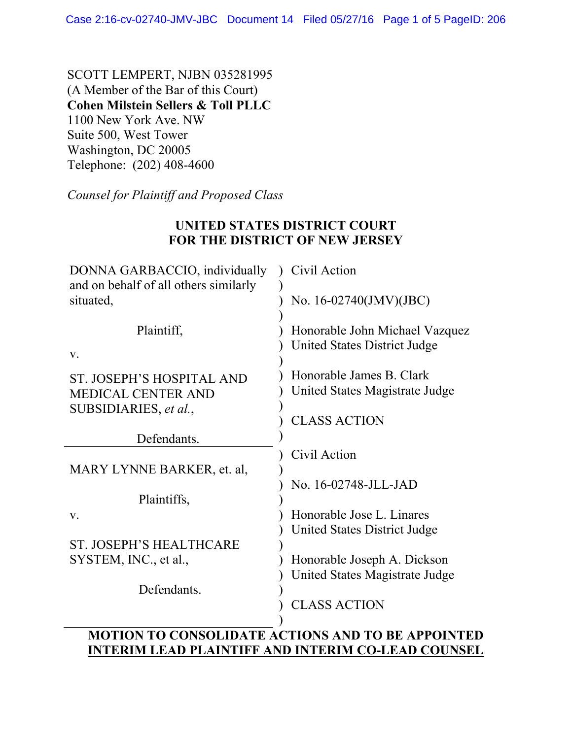SCOTT LEMPERT, NJBN 035281995
(A Member of the Bar of this Court)
**Cohen Milstein Sellers & Toll PLLC**
1100 New York Ave. NW
Suite 500, West Tower
Washington, DC 20005
Telephone: (202) 408-4600

*Counsel for Plaintiff and Proposed Class*

**UNITED STATES DISTRICT COURT**
**FOR THE DISTRICT OF NEW JERSEY**

| | |
|---|---|
| DONNA GARBACCIO, individually and on behalf of all others similarly situated,<br><br>Plaintiff,<br><br>v.<br><br>ST. JOSEPH'S HOSPITAL AND MEDICAL CENTER AND SUBSIDIARIES, *et al.*,<br><br>Defendants. | Civil Action<br><br>No. 16-02740(JMV)(JBC)<br><br>Honorable John Michael Vazquez<br>United States District Judge<br><br>Honorable James B. Clark<br>United States Magistrate Judge<br><br>CLASS ACTION |
| MARY LYNNE BARKER, et. al,<br><br>Plaintiffs,<br><br>v.<br><br>ST. JOSEPH'S HEALTHCARE SYSTEM, INC., et al.,<br><br>Defendants. | Civil Action<br><br>No. 16-02748-JLL-JAD<br><br>Honorable Jose L. Linares<br>United States District Judge<br><br>Honorable Joseph A. Dickson<br>United States Magistrate Judge<br><br>CLASS ACTION |

**MOTION TO CONSOLIDATE ACTIONS AND TO BE APPOINTED INTERIM LEAD PLAINTIFF AND INTERIM CO-LEAD COUNSEL**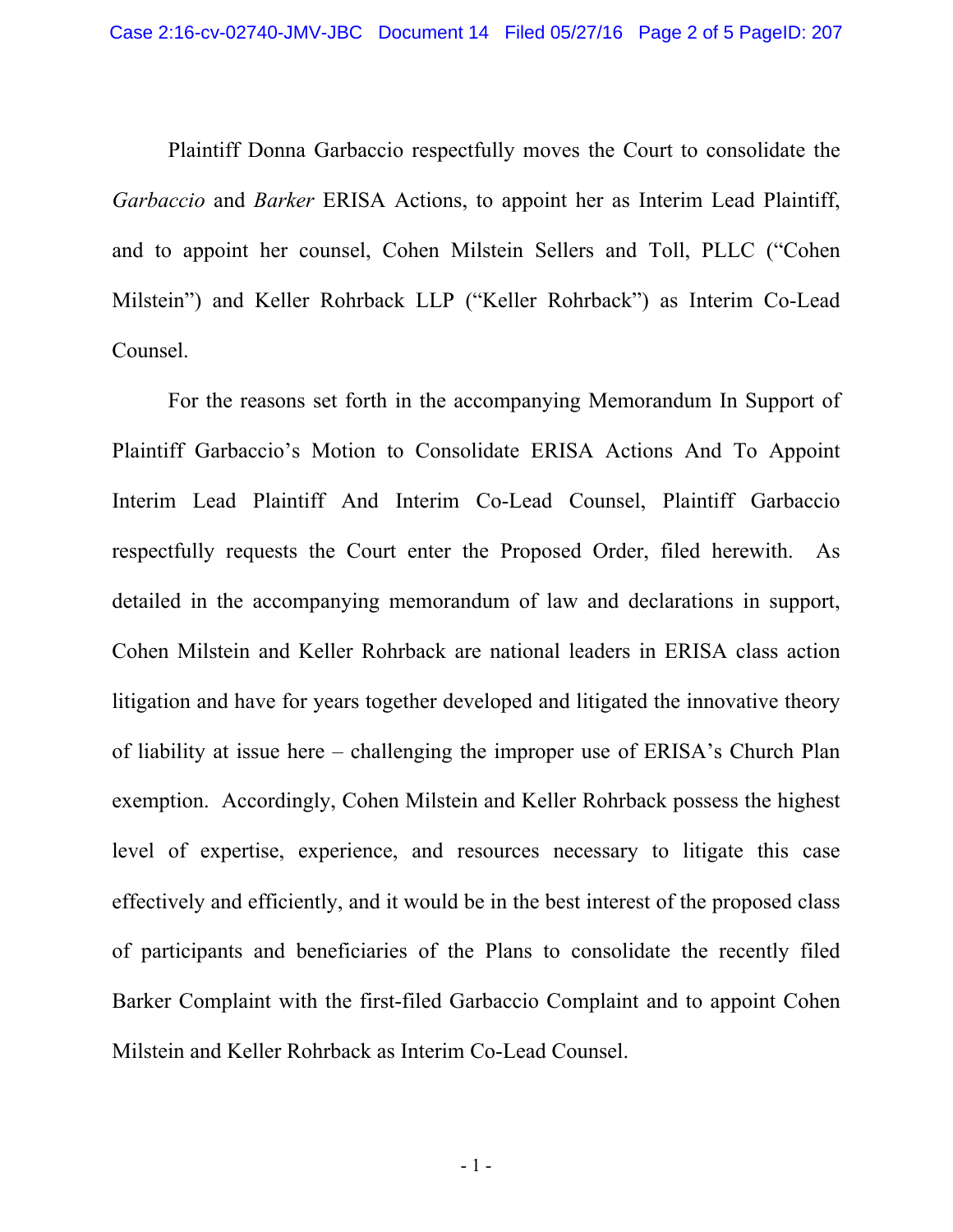Plaintiff Donna Garbaccio respectfully moves the Court to consolidate the *Garbaccio* and *Barker* ERISA Actions, to appoint her as Interim Lead Plaintiff, and to appoint her counsel, Cohen Milstein Sellers and Toll, PLLC ("Cohen Milstein") and Keller Rohrback LLP ("Keller Rohrback") as Interim Co-Lead Counsel.

For the reasons set forth in the accompanying Memorandum In Support of Plaintiff Garbaccio's Motion to Consolidate ERISA Actions And To Appoint Interim Lead Plaintiff And Interim Co-Lead Counsel, Plaintiff Garbaccio respectfully requests the Court enter the Proposed Order, filed herewith. As detailed in the accompanying memorandum of law and declarations in support, Cohen Milstein and Keller Rohrback are national leaders in ERISA class action litigation and have for years together developed and litigated the innovative theory of liability at issue here – challenging the improper use of ERISA's Church Plan exemption. Accordingly, Cohen Milstein and Keller Rohrback possess the highest level of expertise, experience, and resources necessary to litigate this case effectively and efficiently, and it would be in the best interest of the proposed class of participants and beneficiaries of the Plans to consolidate the recently filed Barker Complaint with the first-filed Garbaccio Complaint and to appoint Cohen Milstein and Keller Rohrback as Interim Co-Lead Counsel.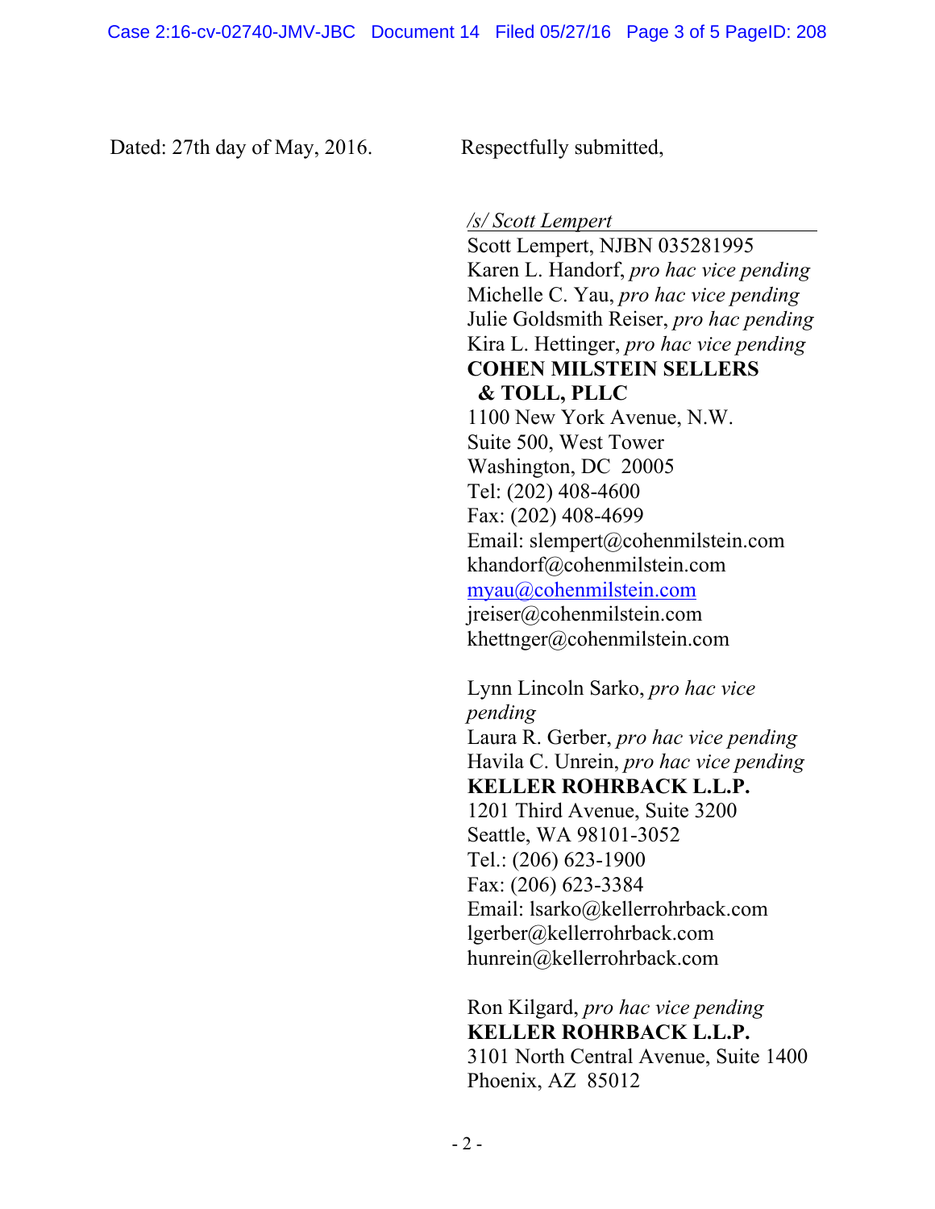Dated: 27th day of May, 2016.

Respectfully submitted,

*/s/ Scott Lempert*
Scott Lempert, NJBN 035281995
Karen L. Handorf, *pro hac vice pending*
Michelle C. Yau, *pro hac vice pending*
Julie Goldsmith Reiser, *pro hac pending*
Kira L. Hettinger, *pro hac vice pending*
**COHEN MILSTEIN SELLERS & TOLL, PLLC**
1100 New York Avenue, N.W.
Suite 500, West Tower
Washington, DC 20005
Tel: (202) 408-4600
Fax: (202) 408-4699
Email: slempert@cohenmilstein.com
khandorf@cohenmilstein.com
myau@cohenmilstein.com
jreiser@cohenmilstein.com
khettnger@cohenmilstein.com

Lynn Lincoln Sarko, *pro hac vice pending*
Laura R. Gerber, *pro hac vice pending*
Havila C. Unrein, *pro hac vice pending*
**KELLER ROHRBACK L.L.P.**
1201 Third Avenue, Suite 3200
Seattle, WA 98101-3052
Tel.: (206) 623-1900
Fax: (206) 623-3384
Email: lsarko@kellerrohrback.com
lgerber@kellerrohrback.com
hunrein@kellerrohrback.com

Ron Kilgard, *pro hac vice pending*
**KELLER ROHRBACK L.L.P.**
3101 North Central Avenue, Suite 1400
Phoenix, AZ 85012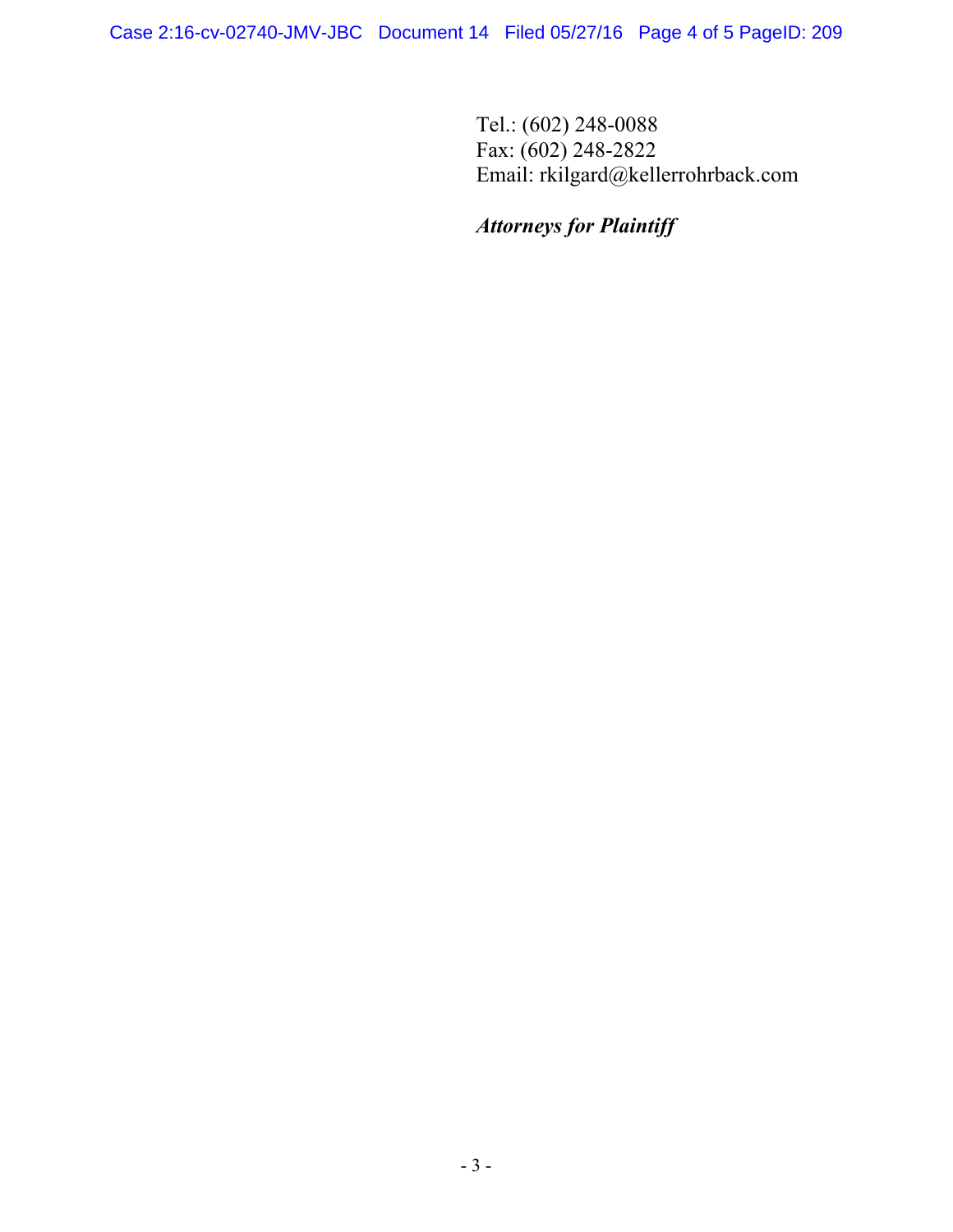Tel.: (602) 248-0088
Fax: (602) 248-2822
Email: rkilgard@kellerrohrback.com

***Attorneys for Plaintiff***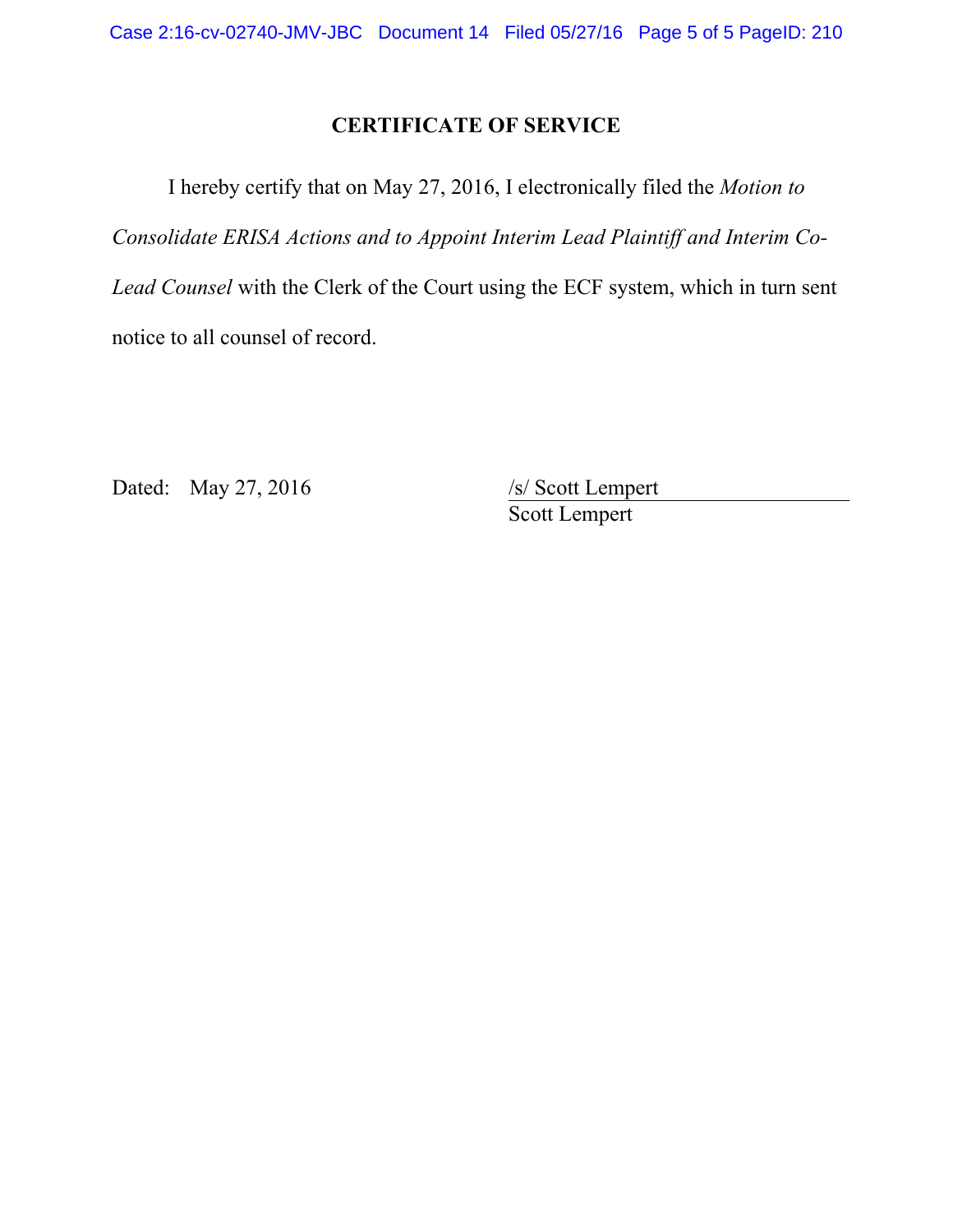## CERTIFICATE OF SERVICE

I hereby certify that on May 27, 2016, I electronically filed the *Motion to Consolidate ERISA Actions and to Appoint Interim Lead Plaintiff and Interim Co-Lead Counsel* with the Clerk of the Court using the ECF system, which in turn sent notice to all counsel of record.

Dated: May 27, 2016

/s/ Scott Lempert
Scott Lempert